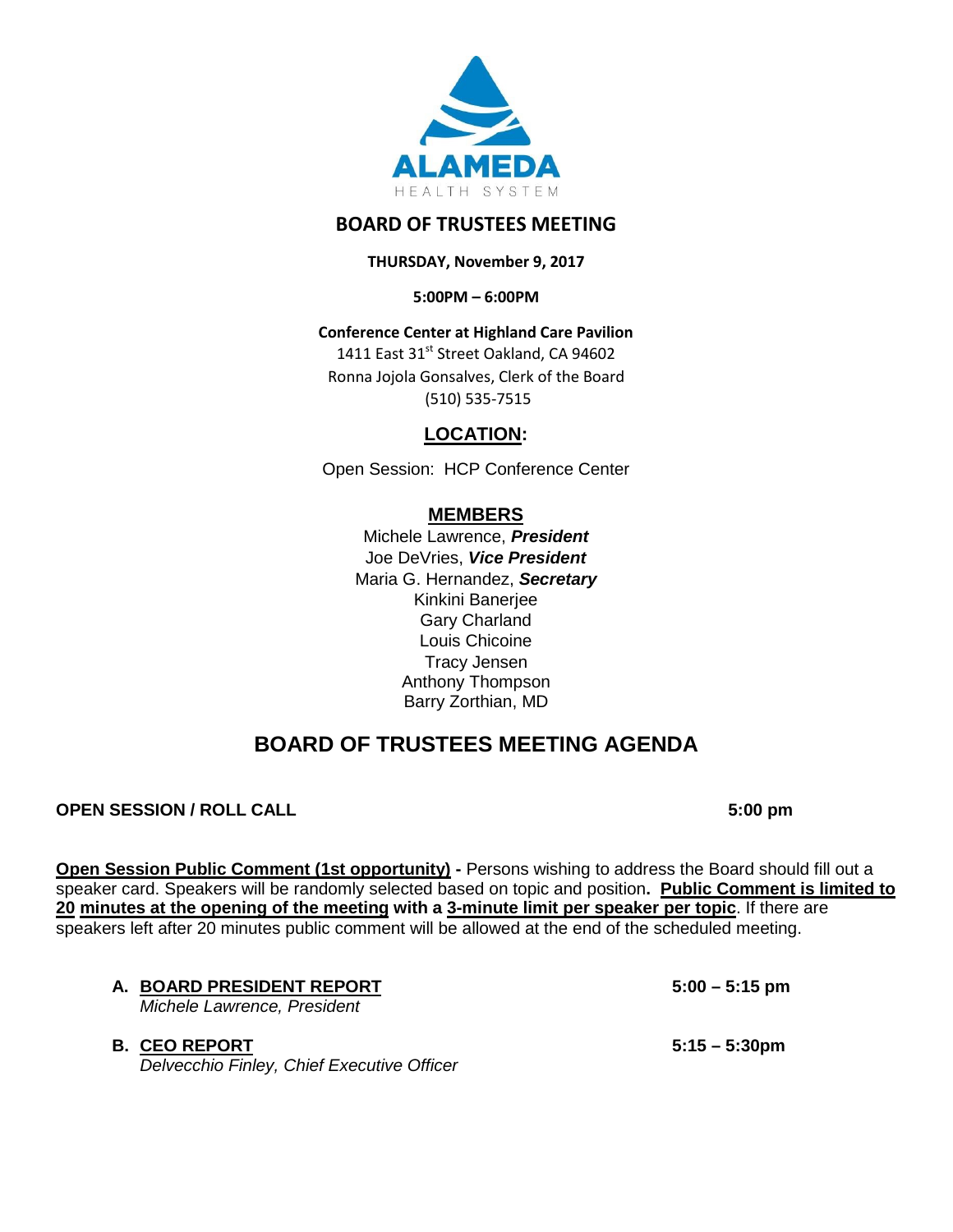ALAMEDA

HEALTH SYSTEM

# BOARD OF TRUSTEES MEETING

**THURSDAY, November 9, 2017**

**5:00PM – 6:00PM**

**Conference Center at Highland Care Pavilion**

1411 East 31st Street Oakland, CA 94602

Ronna Jojola Gonsalves, Clerk of the Board

(510) 535-7515

## LOCATION:

Open Session: HCP Conference Center

## MEMBERS

Michele Lawrence, ***President***

Joe DeVries, ***Vice President***

Maria G. Hernandez, ***Secretary***

Kinkini Banerjee

Gary Charland

Louis Chicoine

Tracy Jensen

Anthony Thompson

Barry Zorthian, MD

# BOARD OF TRUSTEES MEETING AGENDA

**OPEN SESSION / ROLL CALL** **5:00 pm**

**Open Session Public Comment (1st opportunity) -** Persons wishing to address the Board should fill out a speaker card. Speakers will be randomly selected based on topic and position**. Public Comment is limited to 20 minutes at the opening of the meeting with a 3-minute limit per speaker per topic**. If there are speakers left after 20 minutes public comment will be allowed at the end of the scheduled meeting.

**A. BOARD PRESIDENT REPORT** **5:00 – 5:15 pm**
*Michele Lawrence, President*

**B. CEO REPORT** **5:15 – 5:30pm**
*Delvecchio Finley, Chief Executive Officer*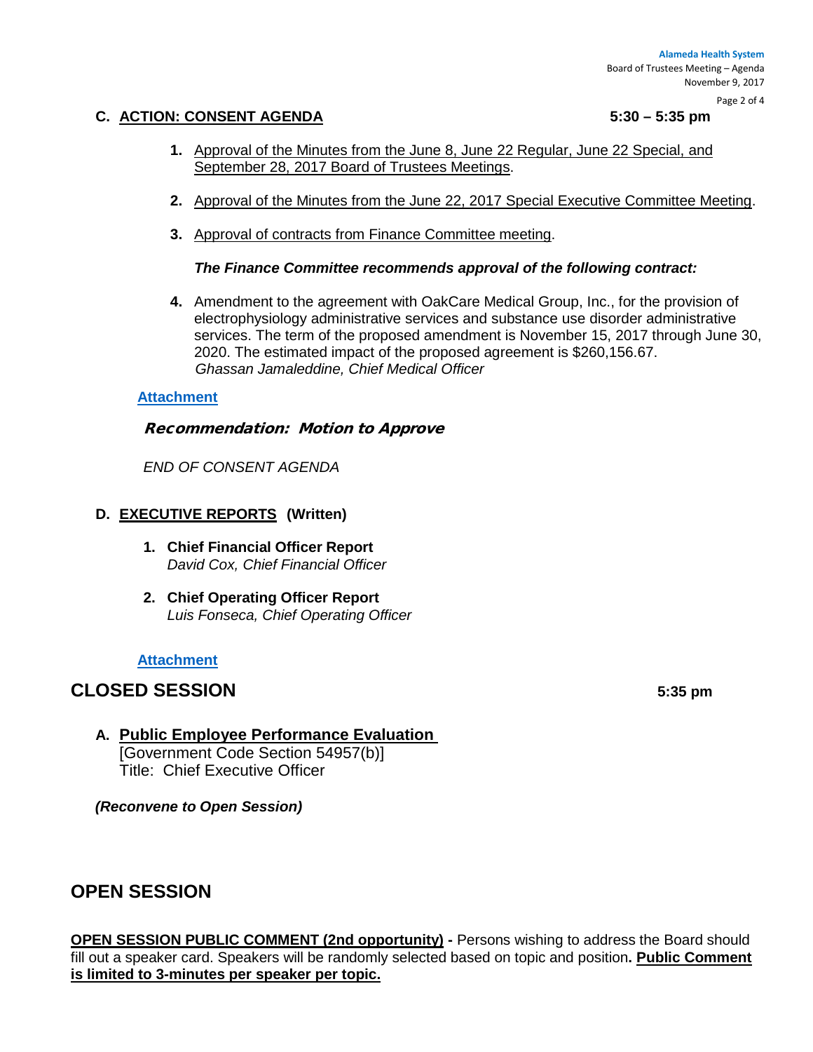### C. <u>ACTION: CONSENT AGENDA</u> **5:30 – 5:35 pm**

1. <u>Approval of the Minutes from the June 8, June 22 Regular, June 22 Special, and September 28, 2017 Board of Trustees Meetings</u>.

2. <u>Approval of the Minutes from the June 22, 2017 Special Executive Committee Meeting</u>.

3. <u>Approval of contracts from Finance Committee meeting</u>.

   ***The Finance Committee recommends approval of the following contract:***

4. Amendment to the agreement with OakCare Medical Group, Inc., for the provision of electrophysiology administrative services and substance use disorder administrative services. The term of the proposed amendment is November 15, 2017 through June 30, 2020. The estimated impact of the proposed agreement is $260,156.67.
   *Ghassan Jamaleddine, Chief Medical Officer*

**Attachment**

***Recommendation: Motion to Approve***

*END OF CONSENT AGENDA*

### D. <u>EXECUTIVE REPORTS</u> (Written)

1. **Chief Financial Officer Report**
   *David Cox, Chief Financial Officer*

2. **Chief Operating Officer Report**
   *Luis Fonseca, Chief Operating Officer*

**Attachment**

## CLOSED SESSION **5:35 pm**

### A. <u>Public Employee Performance Evaluation</u>
[Government Code Section 54957(b)]
Title: Chief Executive Officer

***(Reconvene to Open Session)***

## OPEN SESSION

**<u>OPEN SESSION PUBLIC COMMENT (2nd opportunity)</u> -** Persons wishing to address the Board should fill out a speaker card. Speakers will be randomly selected based on topic and position**. <u>Public Comment is limited to 3-minutes per speaker per topic.</u>**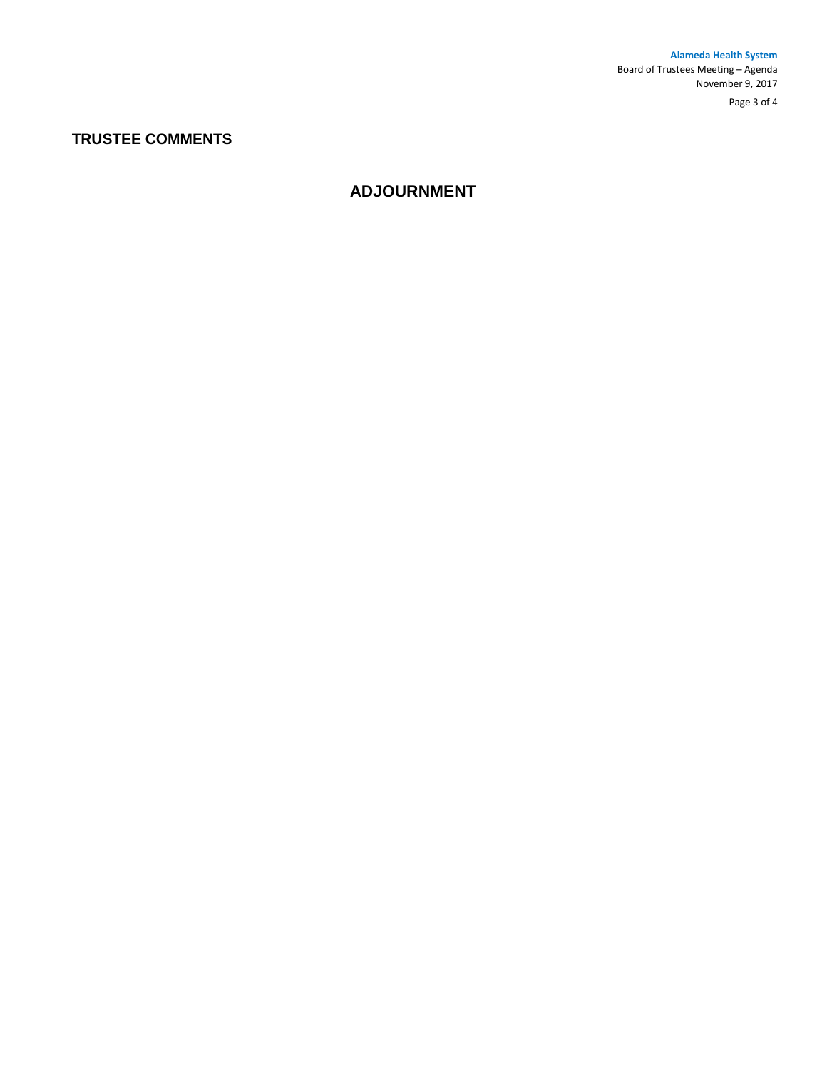## TRUSTEE COMMENTS

## ADJOURNMENT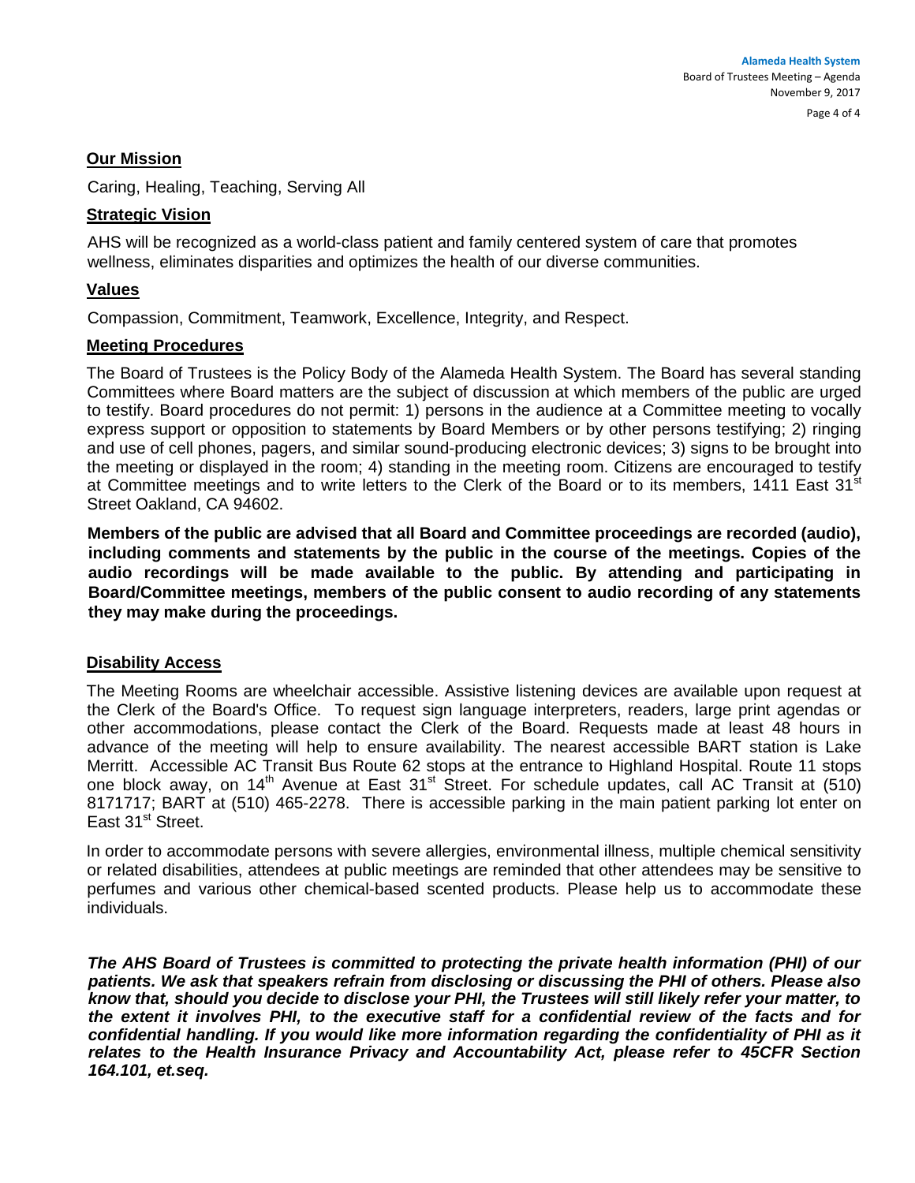## Our Mission

Caring, Healing, Teaching, Serving All

## Strategic Vision

AHS will be recognized as a world-class patient and family centered system of care that promotes wellness, eliminates disparities and optimizes the health of our diverse communities.

## Values

Compassion, Commitment, Teamwork, Excellence, Integrity, and Respect.

## Meeting Procedures

The Board of Trustees is the Policy Body of the Alameda Health System. The Board has several standing Committees where Board matters are the subject of discussion at which members of the public are urged to testify. Board procedures do not permit: 1) persons in the audience at a Committee meeting to vocally express support or opposition to statements by Board Members or by other persons testifying; 2) ringing and use of cell phones, pagers, and similar sound-producing electronic devices; 3) signs to be brought into the meeting or displayed in the room; 4) standing in the meeting room. Citizens are encouraged to testify at Committee meetings and to write letters to the Clerk of the Board or to its members, 1411 East 31st Street Oakland, CA 94602.

**Members of the public are advised that all Board and Committee proceedings are recorded (audio), including comments and statements by the public in the course of the meetings. Copies of the audio recordings will be made available to the public. By attending and participating in Board/Committee meetings, members of the public consent to audio recording of any statements they may make during the proceedings.**

## Disability Access

The Meeting Rooms are wheelchair accessible. Assistive listening devices are available upon request at the Clerk of the Board's Office. To request sign language interpreters, readers, large print agendas or other accommodations, please contact the Clerk of the Board. Requests made at least 48 hours in advance of the meeting will help to ensure availability. The nearest accessible BART station is Lake Merritt. Accessible AC Transit Bus Route 62 stops at the entrance to Highland Hospital. Route 11 stops one block away, on 14th Avenue at East 31st Street. For schedule updates, call AC Transit at (510) 8171717; BART at (510) 465-2278. There is accessible parking in the main patient parking lot enter on East 31st Street.

In order to accommodate persons with severe allergies, environmental illness, multiple chemical sensitivity or related disabilities, attendees at public meetings are reminded that other attendees may be sensitive to perfumes and various other chemical-based scented products. Please help us to accommodate these individuals.

***The AHS Board of Trustees is committed to protecting the private health information (PHI) of our patients. We ask that speakers refrain from disclosing or discussing the PHI of others. Please also know that, should you decide to disclose your PHI, the Trustees will still likely refer your matter, to the extent it involves PHI, to the executive staff for a confidential review of the facts and for confidential handling. If you would like more information regarding the confidentiality of PHI as it relates to the Health Insurance Privacy and Accountability Act, please refer to 45CFR Section 164.101, et.seq.***